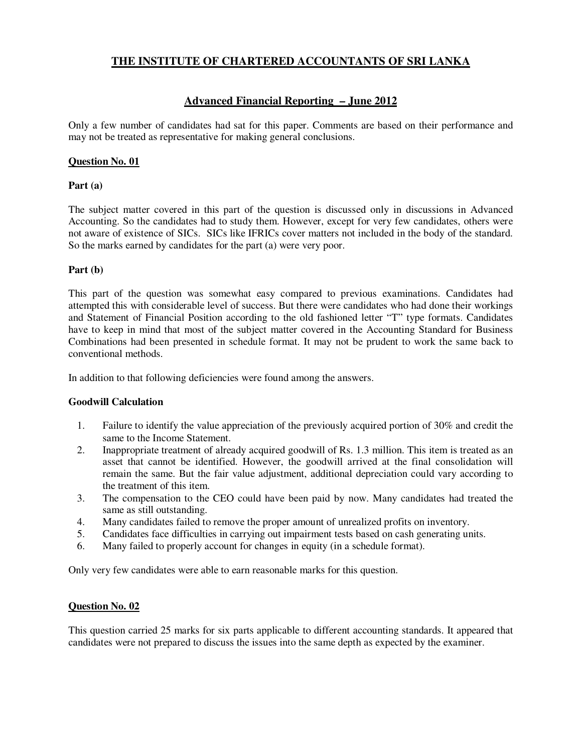# THE INSTITUTE OF CHARTERED ACCOUNTANTS OF SRI LANKA

## Advanced Financial Reporting – June 2012

Only a few number of candidates had sat for this paper. Comments are based on their performance and may not be treated as representative for making general conclusions.

### Question No. 01

**Part (a)**

The subject matter covered in this part of the question is discussed only in discussions in Advanced Accounting. So the candidates had to study them. However, except for very few candidates, others were not aware of existence of SICs. SICs like IFRICs cover matters not included in the body of the standard. So the marks earned by candidates for the part (a) were very poor.

**Part (b)**

This part of the question was somewhat easy compared to previous examinations. Candidates had attempted this with considerable level of success. But there were candidates who had done their workings and Statement of Financial Position according to the old fashioned letter "T" type formats. Candidates have to keep in mind that most of the subject matter covered in the Accounting Standard for Business Combinations had been presented in schedule format. It may not be prudent to work the same back to conventional methods.

In addition to that following deficiencies were found among the answers.

**Goodwill Calculation**

1. Failure to identify the value appreciation of the previously acquired portion of 30% and credit the same to the Income Statement.
2. Inappropriate treatment of already acquired goodwill of Rs. 1.3 million. This item is treated as an asset that cannot be identified. However, the goodwill arrived at the final consolidation will remain the same. But the fair value adjustment, additional depreciation could vary according to the treatment of this item.
3. The compensation to the CEO could have been paid by now. Many candidates had treated the same as still outstanding.
4. Many candidates failed to remove the proper amount of unrealized profits on inventory.
5. Candidates face difficulties in carrying out impairment tests based on cash generating units.
6. Many failed to properly account for changes in equity (in a schedule format).

Only very few candidates were able to earn reasonable marks for this question.

### Question No. 02

This question carried 25 marks for six parts applicable to different accounting standards. It appeared that candidates were not prepared to discuss the issues into the same depth as expected by the examiner.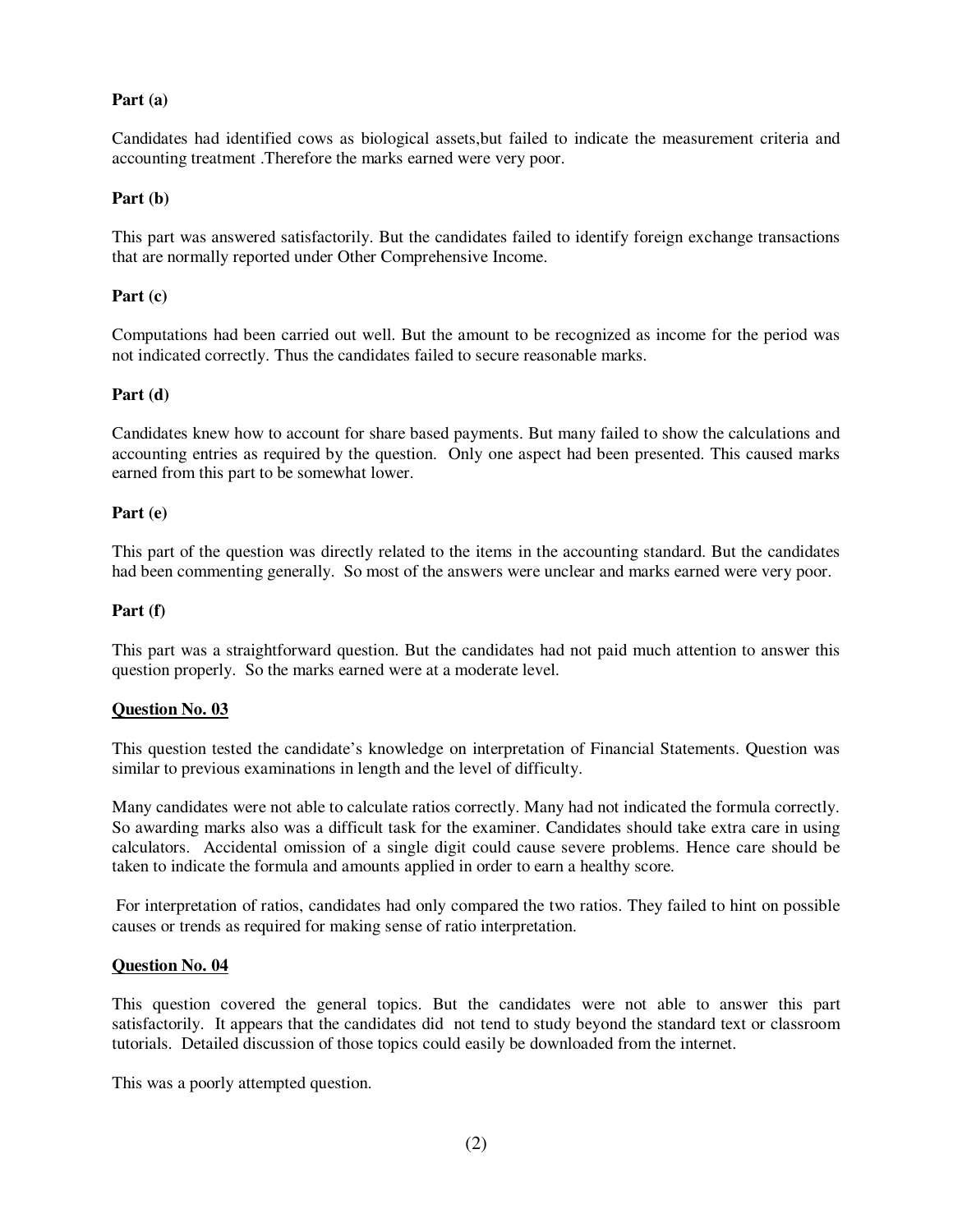**Part (a)**

Candidates had identified cows as biological assets,but failed to indicate the measurement criteria and accounting treatment .Therefore the marks earned were very poor.

**Part (b)**

This part was answered satisfactorily. But the candidates failed to identify foreign exchange transactions that are normally reported under Other Comprehensive Income.

**Part (c)**

Computations had been carried out well. But the amount to be recognized as income for the period was not indicated correctly. Thus the candidates failed to secure reasonable marks.

**Part (d)**

Candidates knew how to account for share based payments. But many failed to show the calculations and accounting entries as required by the question. Only one aspect had been presented. This caused marks earned from this part to be somewhat lower.

**Part (e)**

This part of the question was directly related to the items in the accounting standard. But the candidates had been commenting generally. So most of the answers were unclear and marks earned were very poor.

**Part (f)**

This part was a straightforward question. But the candidates had not paid much attention to answer this question properly. So the marks earned were at a moderate level.

## Question No. 03

This question tested the candidate's knowledge on interpretation of Financial Statements. Question was similar to previous examinations in length and the level of difficulty.

Many candidates were not able to calculate ratios correctly. Many had not indicated the formula correctly. So awarding marks also was a difficult task for the examiner. Candidates should take extra care in using calculators. Accidental omission of a single digit could cause severe problems. Hence care should be taken to indicate the formula and amounts applied in order to earn a healthy score.

For interpretation of ratios, candidates had only compared the two ratios. They failed to hint on possible causes or trends as required for making sense of ratio interpretation.

## Question No. 04

This question covered the general topics. But the candidates were not able to answer this part satisfactorily. It appears that the candidates did not tend to study beyond the standard text or classroom tutorials. Detailed discussion of those topics could easily be downloaded from the internet.

This was a poorly attempted question.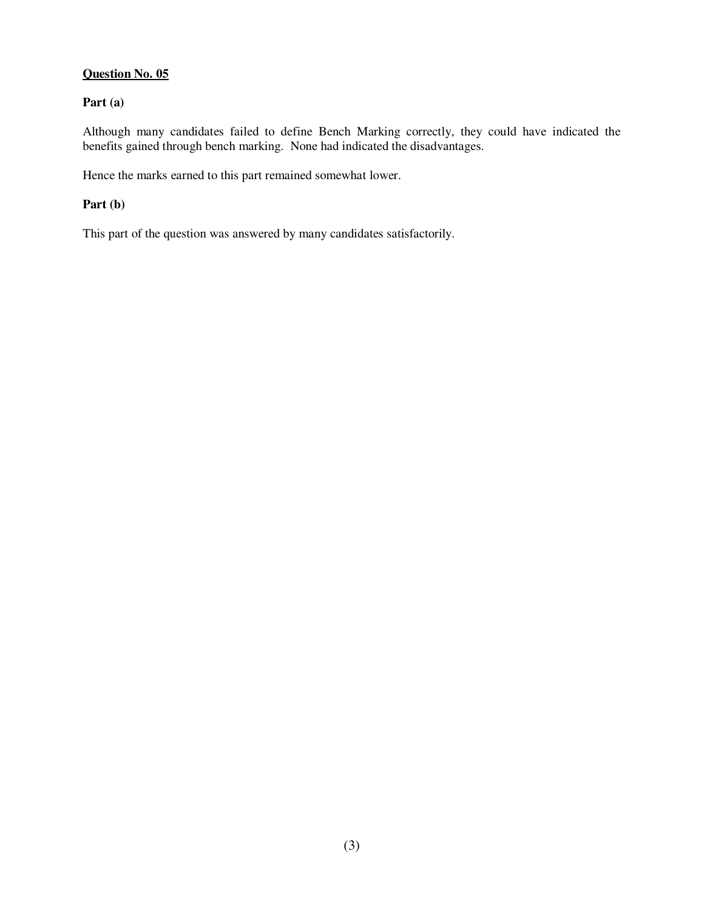## Question No. 05

**Part (a)**

Although many candidates failed to define Bench Marking correctly, they could have indicated the benefits gained through bench marking. None had indicated the disadvantages.

Hence the marks earned to this part remained somewhat lower.

**Part (b)**

This part of the question was answered by many candidates satisfactorily.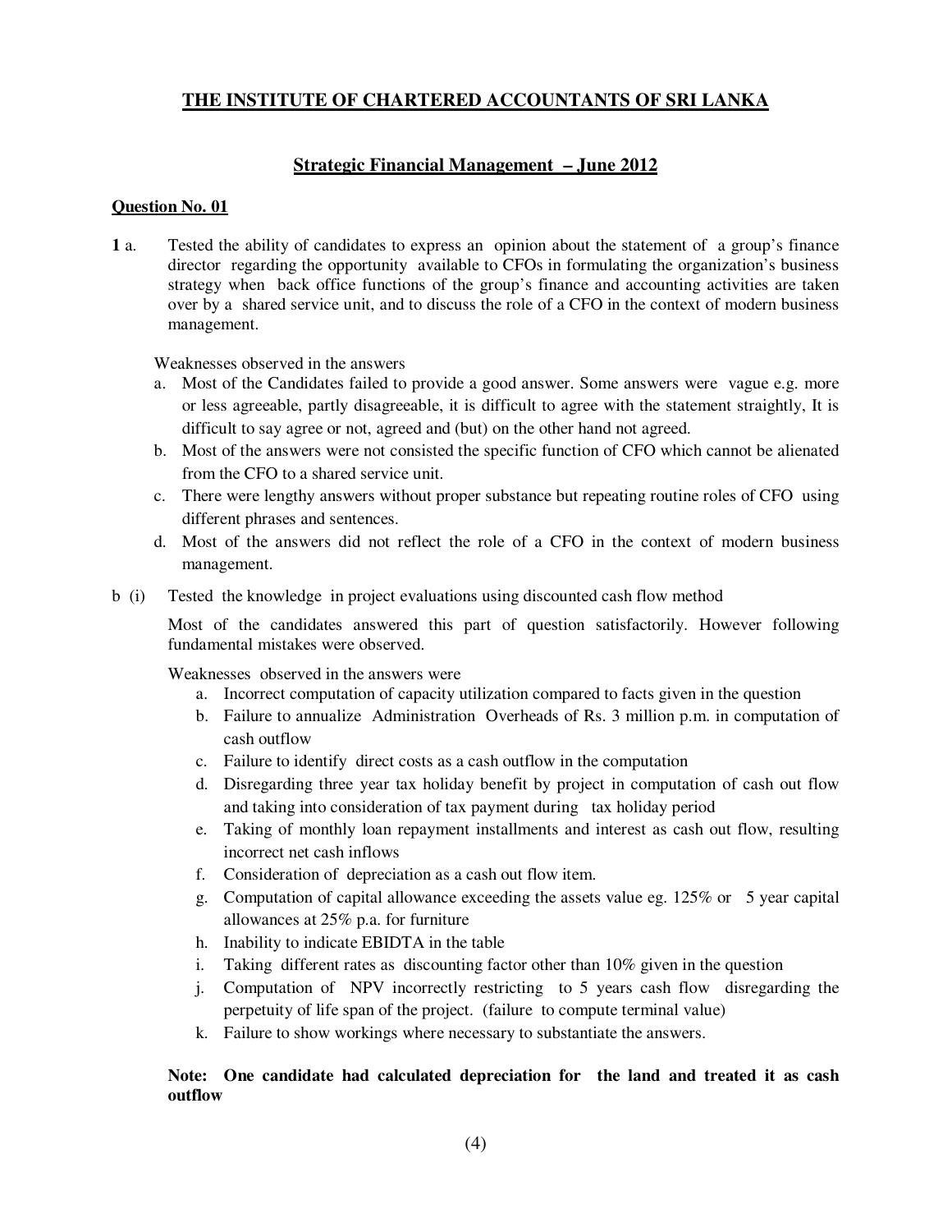## THE INSTITUTE OF CHARTERED ACCOUNTANTS OF SRI LANKA

### Strategic Financial Management – June 2012

#### Question No. 01

**1** a. Tested the ability of candidates to express an opinion about the statement of a group's finance director regarding the opportunity available to CFOs in formulating the organization's business strategy when back office functions of the group's finance and accounting activities are taken over by a shared service unit, and to discuss the role of a CFO in the context of modern business management.

Weaknesses observed in the answers

a. Most of the Candidates failed to provide a good answer. Some answers were vague e.g. more or less agreeable, partly disagreeable, it is difficult to agree with the statement straightly, It is difficult to say agree or not, agreed and (but) on the other hand not agreed.
b. Most of the answers were not consisted the specific function of CFO which cannot be alienated from the CFO to a shared service unit.
c. There were lengthy answers without proper substance but repeating routine roles of CFO using different phrases and sentences.
d. Most of the answers did not reflect the role of a CFO in the context of modern business management.

b (i) Tested the knowledge in project evaluations using discounted cash flow method

Most of the candidates answered this part of question satisfactorily. However following fundamental mistakes were observed.

Weaknesses observed in the answers were

a. Incorrect computation of capacity utilization compared to facts given in the question
b. Failure to annualize Administration Overheads of Rs. 3 million p.m. in computation of cash outflow
c. Failure to identify direct costs as a cash outflow in the computation
d. Disregarding three year tax holiday benefit by project in computation of cash out flow and taking into consideration of tax payment during tax holiday period
e. Taking of monthly loan repayment installments and interest as cash out flow, resulting incorrect net cash inflows
f. Consideration of depreciation as a cash out flow item.
g. Computation of capital allowance exceeding the assets value eg. 125% or 5 year capital allowances at 25% p.a. for furniture
h. Inability to indicate EBIDTA in the table
i. Taking different rates as discounting factor other than 10% given in the question
j. Computation of NPV incorrectly restricting to 5 years cash flow disregarding the perpetuity of life span of the project. (failure to compute terminal value)
k. Failure to show workings where necessary to substantiate the answers.

**Note: One candidate had calculated depreciation for the land and treated it as cash outflow**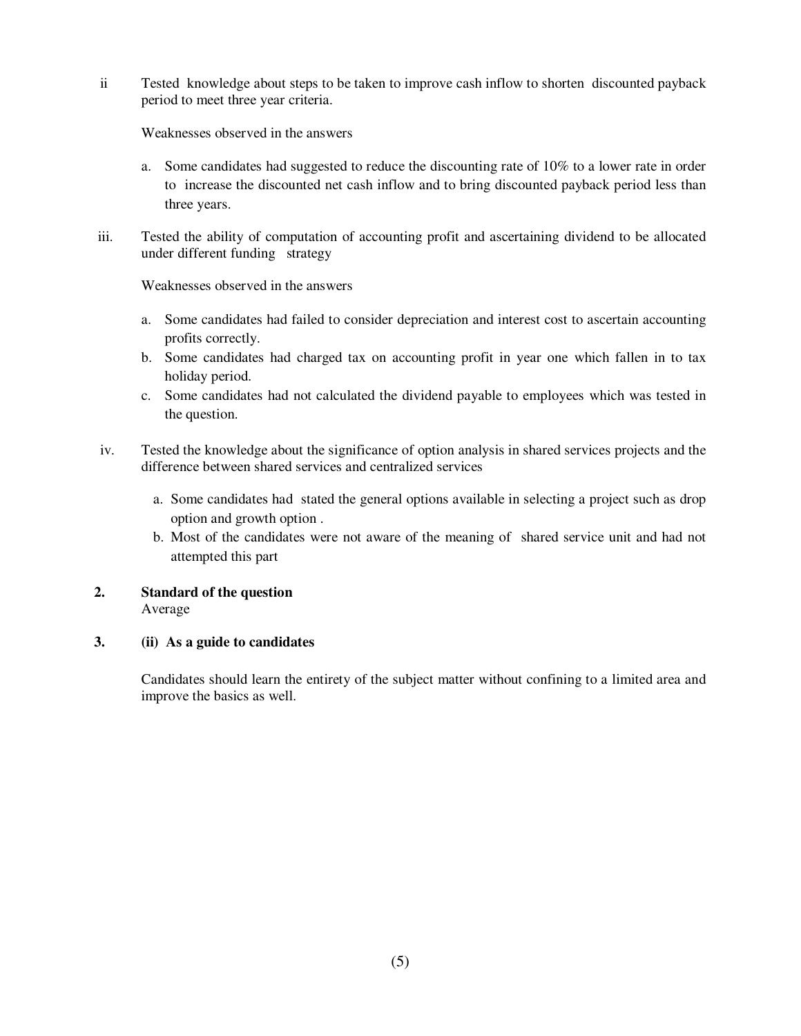ii Tested knowledge about steps to be taken to improve cash inflow to shorten discounted payback period to meet three year criteria.

Weaknesses observed in the answers

a. Some candidates had suggested to reduce the discounting rate of 10% to a lower rate in order to increase the discounted net cash inflow and to bring discounted payback period less than three years.

iii. Tested the ability of computation of accounting profit and ascertaining dividend to be allocated under different funding strategy

Weaknesses observed in the answers

a. Some candidates had failed to consider depreciation and interest cost to ascertain accounting profits correctly.
b. Some candidates had charged tax on accounting profit in year one which fallen in to tax holiday period.
c. Some candidates had not calculated the dividend payable to employees which was tested in the question.

iv. Tested the knowledge about the significance of option analysis in shared services projects and the difference between shared services and centralized services

a. Some candidates had stated the general options available in selecting a project such as drop option and growth option .
b. Most of the candidates were not aware of the meaning of shared service unit and had not attempted this part

**2. Standard of the question**

Average

**3. (ii) As a guide to candidates**

Candidates should learn the entirety of the subject matter without confining to a limited area and improve the basics as well.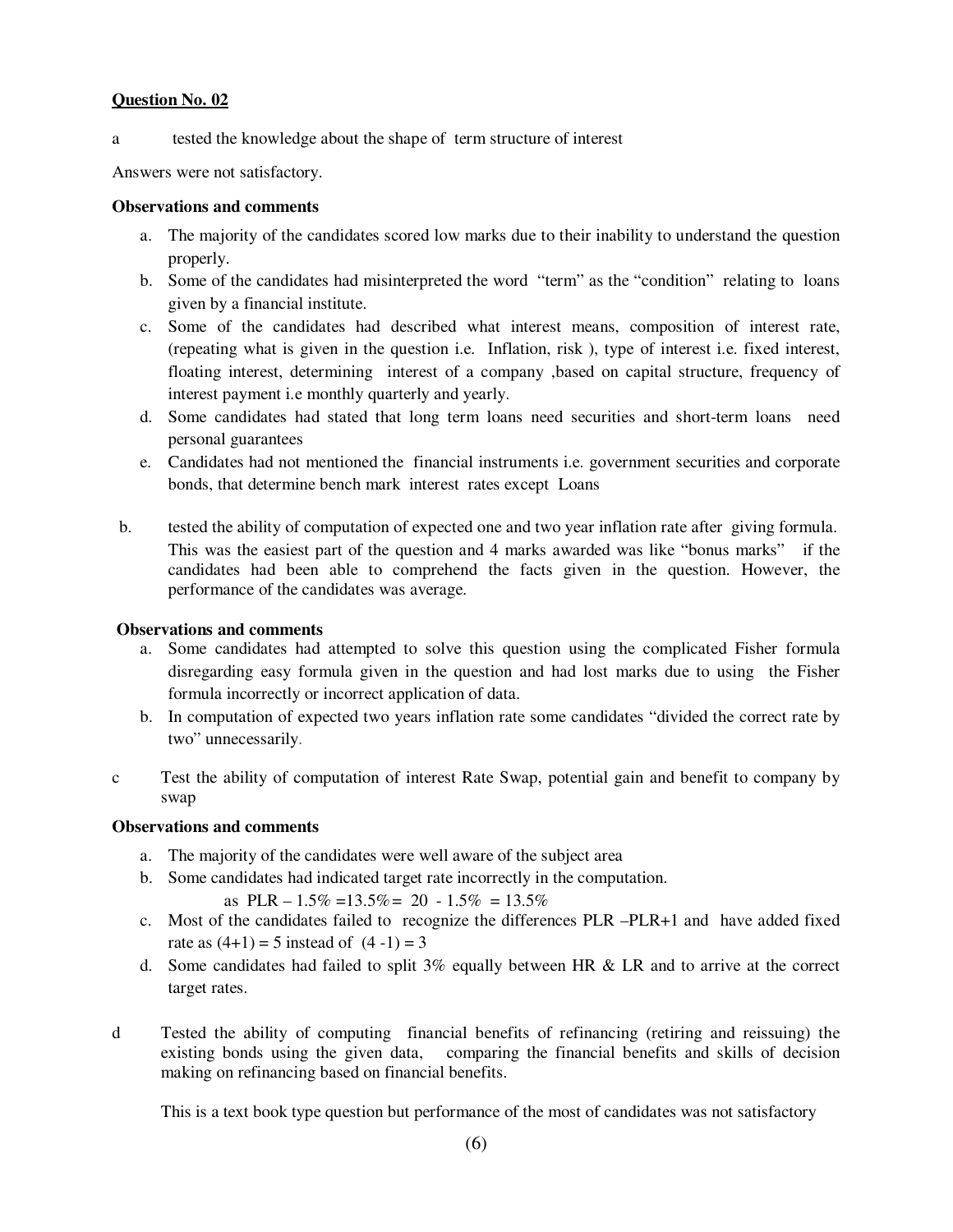**Question No. 02**

a tested the knowledge about the shape of term structure of interest

Answers were not satisfactory.

**Observations and comments**

a. The majority of the candidates scored low marks due to their inability to understand the question properly.
b. Some of the candidates had misinterpreted the word "term" as the "condition" relating to loans given by a financial institute.
c. Some of the candidates had described what interest means, composition of interest rate, (repeating what is given in the question i.e. Inflation, risk ), type of interest i.e. fixed interest, floating interest, determining interest of a company ,based on capital structure, frequency of interest payment i.e monthly quarterly and yearly.
d. Some candidates had stated that long term loans need securities and short-term loans need personal guarantees
e. Candidates had not mentioned the financial instruments i.e. government securities and corporate bonds, that determine bench mark interest rates except Loans

b. tested the ability of computation of expected one and two year inflation rate after giving formula. This was the easiest part of the question and 4 marks awarded was like "bonus marks" if the candidates had been able to comprehend the facts given in the question. However, the performance of the candidates was average.

**Observations and comments**

a. Some candidates had attempted to solve this question using the complicated Fisher formula disregarding easy formula given in the question and had lost marks due to using the Fisher formula incorrectly or incorrect application of data.
b. In computation of expected two years inflation rate some candidates "divided the correct rate by two" unnecessarily.

c Test the ability of computation of interest Rate Swap, potential gain and benefit to company by swap

**Observations and comments**

a. The majority of the candidates were well aware of the subject area
b. Some candidates had indicated target rate incorrectly in the computation.

   as PLR – 1.5% =13.5%= 20 - 1.5% = 13.5%

c. Most of the candidates failed to recognize the differences PLR –PLR+1 and have added fixed rate as (4+1) = 5 instead of (4 -1) = 3
d. Some candidates had failed to split 3% equally between HR & LR and to arrive at the correct target rates.

d Tested the ability of computing financial benefits of refinancing (retiring and reissuing) the existing bonds using the given data, comparing the financial benefits and skills of decision making on refinancing based on financial benefits.

This is a text book type question but performance of the most of candidates was not satisfactory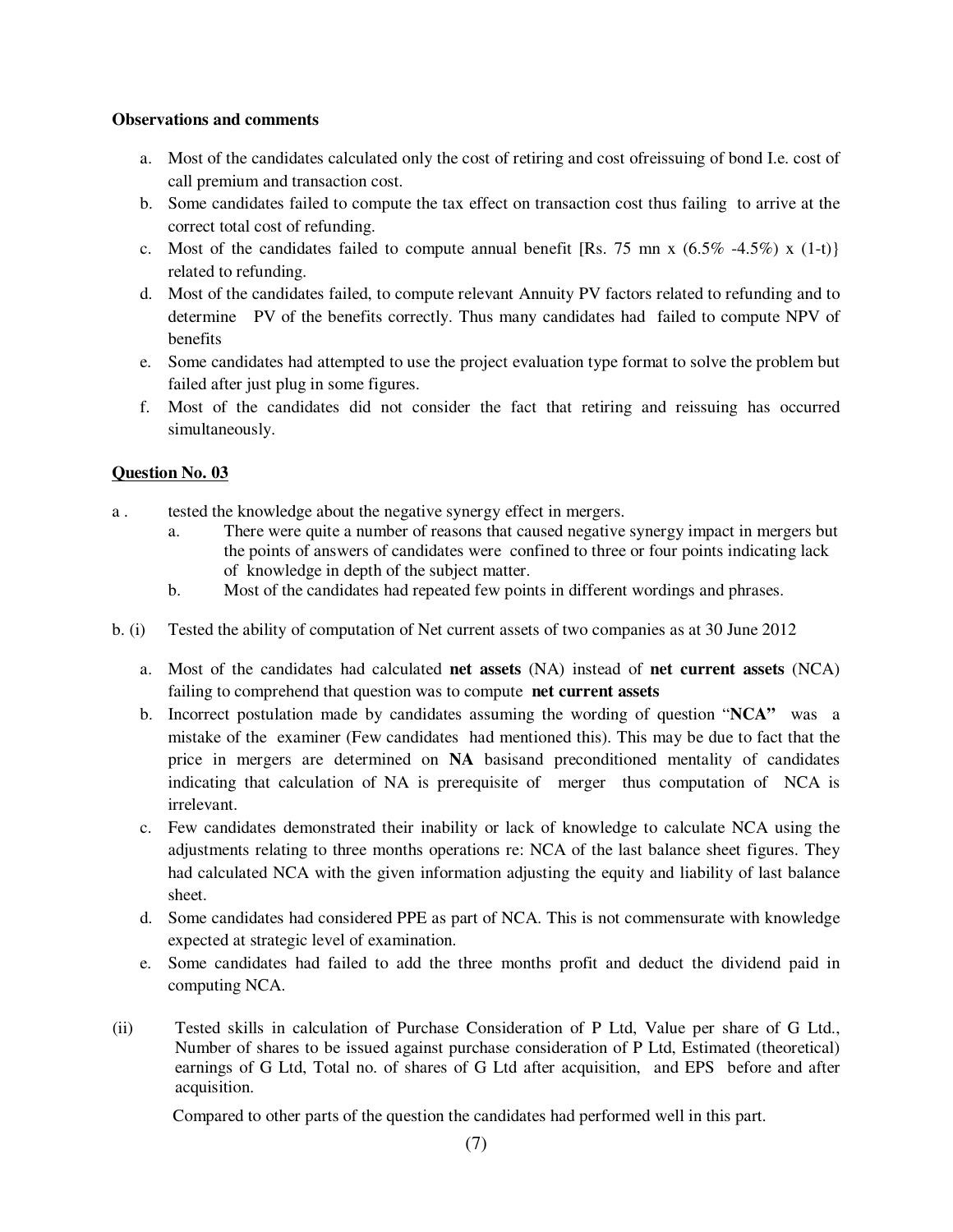**Observations and comments**

a. Most of the candidates calculated only the cost of retiring and cost ofreissuing of bond I.e. cost of call premium and transaction cost.

b. Some candidates failed to compute the tax effect on transaction cost thus failing to arrive at the correct total cost of refunding.

c. Most of the candidates failed to compute annual benefit [Rs. 75 mn x (6.5% -4.5%) x (1-t)} related to refunding.

d. Most of the candidates failed, to compute relevant Annuity PV factors related to refunding and to determine PV of the benefits correctly. Thus many candidates had failed to compute NPV of benefits

e. Some candidates had attempted to use the project evaluation type format to solve the problem but failed after just plug in some figures.

f. Most of the candidates did not consider the fact that retiring and reissuing has occurred simultaneously.

**Question No. 03**

a . tested the knowledge about the negative synergy effect in mergers.

a. There were quite a number of reasons that caused negative synergy impact in mergers but the points of answers of candidates were confined to three or four points indicating lack of knowledge in depth of the subject matter.

b. Most of the candidates had repeated few points in different wordings and phrases.

b. (i) Tested the ability of computation of Net current assets of two companies as at 30 June 2012

a. Most of the candidates had calculated **net assets** (NA) instead of **net current assets** (NCA) failing to comprehend that question was to compute **net current assets**

b. Incorrect postulation made by candidates assuming the wording of question "**NCA"** was a mistake of the examiner (Few candidates had mentioned this). This may be due to fact that the price in mergers are determined on **NA** basisand preconditioned mentality of candidates indicating that calculation of NA is prerequisite of merger thus computation of NCA is irrelevant.

c. Few candidates demonstrated their inability or lack of knowledge to calculate NCA using the adjustments relating to three months operations re: NCA of the last balance sheet figures. They had calculated NCA with the given information adjusting the equity and liability of last balance sheet.

d. Some candidates had considered PPE as part of NCA. This is not commensurate with knowledge expected at strategic level of examination.

e. Some candidates had failed to add the three months profit and deduct the dividend paid in computing NCA.

(ii) Tested skills in calculation of Purchase Consideration of P Ltd, Value per share of G Ltd., Number of shares to be issued against purchase consideration of P Ltd, Estimated (theoretical) earnings of G Ltd, Total no. of shares of G Ltd after acquisition, and EPS before and after acquisition.

Compared to other parts of the question the candidates had performed well in this part.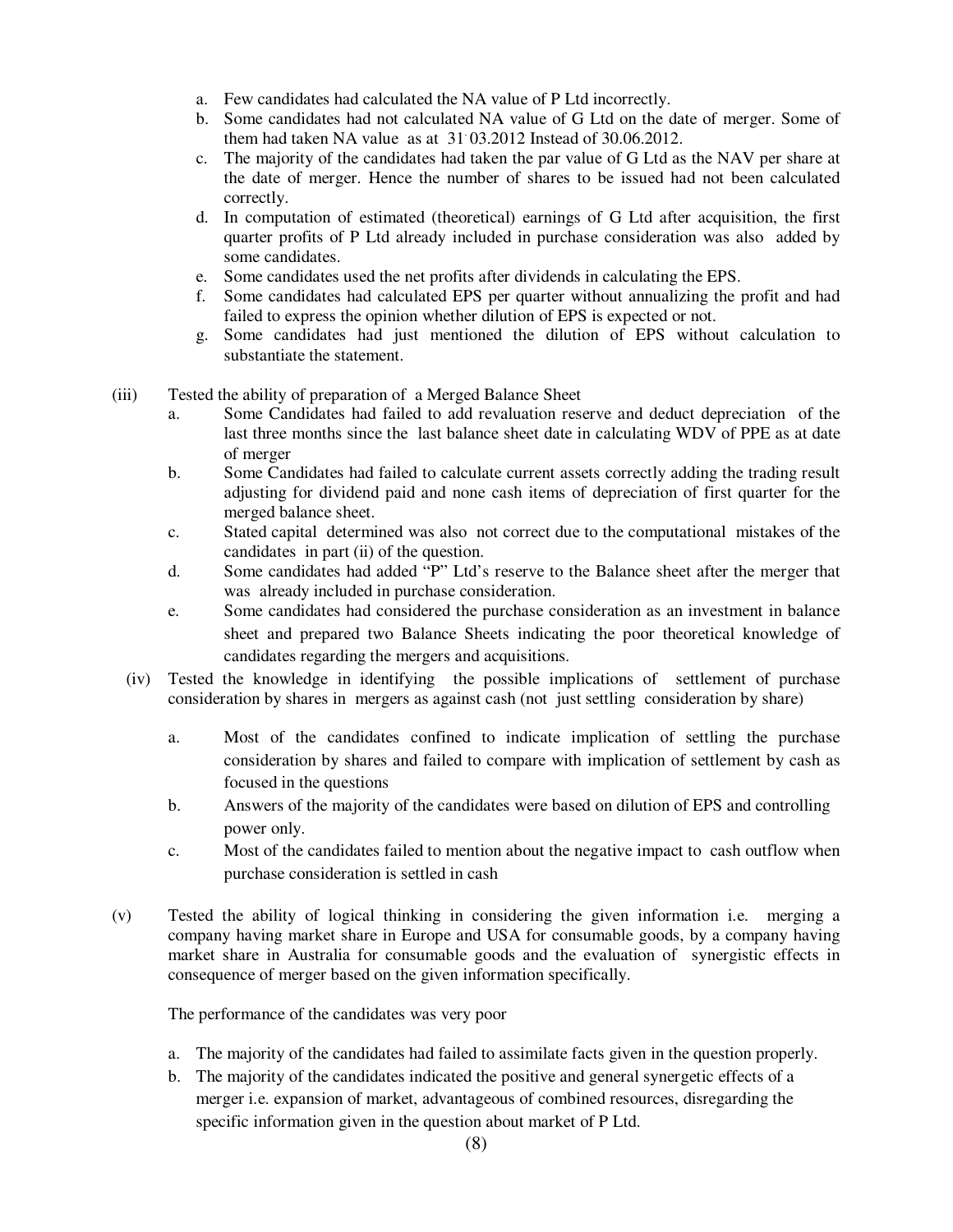a. Few candidates had calculated the NA value of P Ltd incorrectly.
b. Some candidates had not calculated NA value of G Ltd on the date of merger. Some of them had taken NA value as at 31.03.2012 Instead of 30.06.2012.
c. The majority of the candidates had taken the par value of G Ltd as the NAV per share at the date of merger. Hence the number of shares to be issued had not been calculated correctly.
d. In computation of estimated (theoretical) earnings of G Ltd after acquisition, the first quarter profits of P Ltd already included in purchase consideration was also added by some candidates.
e. Some candidates used the net profits after dividends in calculating the EPS.
f. Some candidates had calculated EPS per quarter without annualizing the profit and had failed to express the opinion whether dilution of EPS is expected or not.
g. Some candidates had just mentioned the dilution of EPS without calculation to substantiate the statement.

(iii) Tested the ability of preparation of a Merged Balance Sheet

a. Some Candidates had failed to add revaluation reserve and deduct depreciation of the last three months since the last balance sheet date in calculating WDV of PPE as at date of merger
b. Some Candidates had failed to calculate current assets correctly adding the trading result adjusting for dividend paid and none cash items of depreciation of first quarter for the merged balance sheet.
c. Stated capital determined was also not correct due to the computational mistakes of the candidates in part (ii) of the question.
d. Some candidates had added "P" Ltd's reserve to the Balance sheet after the merger that was already included in purchase consideration.
e. Some candidates had considered the purchase consideration as an investment in balance sheet and prepared two Balance Sheets indicating the poor theoretical knowledge of candidates regarding the mergers and acquisitions.

(iv) Tested the knowledge in identifying the possible implications of settlement of purchase consideration by shares in mergers as against cash (not just settling consideration by share)

a. Most of the candidates confined to indicate implication of settling the purchase consideration by shares and failed to compare with implication of settlement by cash as focused in the questions
b. Answers of the majority of the candidates were based on dilution of EPS and controlling power only.
c. Most of the candidates failed to mention about the negative impact to cash outflow when purchase consideration is settled in cash

(v) Tested the ability of logical thinking in considering the given information i.e. merging a company having market share in Europe and USA for consumable goods, by a company having market share in Australia for consumable goods and the evaluation of synergistic effects in consequence of merger based on the given information specifically.

The performance of the candidates was very poor

a. The majority of the candidates had failed to assimilate facts given in the question properly.
b. The majority of the candidates indicated the positive and general synergetic effects of a merger i.e. expansion of market, advantageous of combined resources, disregarding the specific information given in the question about market of P Ltd.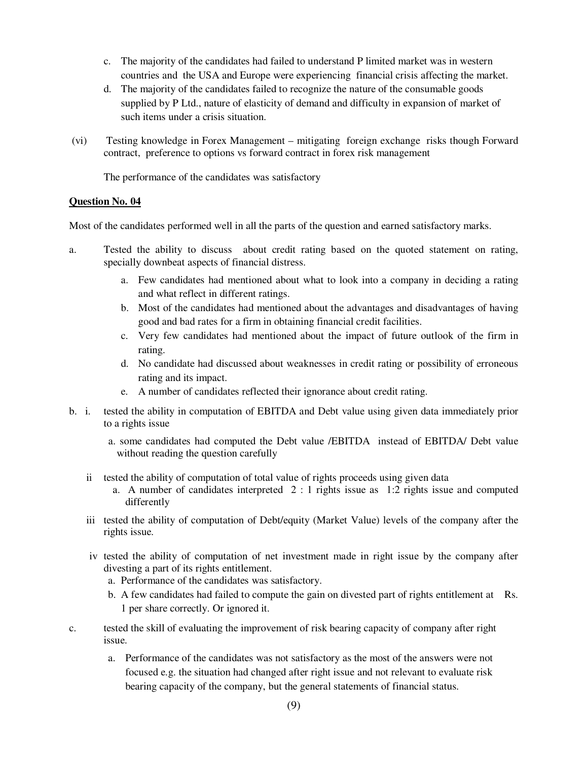c. The majority of the candidates had failed to understand P limited market was in western countries and the USA and Europe were experiencing financial crisis affecting the market.

d. The majority of the candidates failed to recognize the nature of the consumable goods supplied by P Ltd., nature of elasticity of demand and difficulty in expansion of market of such items under a crisis situation.

(vi) Testing knowledge in Forex Management – mitigating foreign exchange risks though Forward contract, preference to options vs forward contract in forex risk management

The performance of the candidates was satisfactory

**Question No. 04**

Most of the candidates performed well in all the parts of the question and earned satisfactory marks.

a. Tested the ability to discuss about credit rating based on the quoted statement on rating, specially downbeat aspects of financial distress.

   a. Few candidates had mentioned about what to look into a company in deciding a rating and what reflect in different ratings.
   b. Most of the candidates had mentioned about the advantages and disadvantages of having good and bad rates for a firm in obtaining financial credit facilities.
   c. Very few candidates had mentioned about the impact of future outlook of the firm in rating.
   d. No candidate had discussed about weaknesses in credit rating or possibility of erroneous rating and its impact.
   e. A number of candidates reflected their ignorance about credit rating.

b. i. tested the ability in computation of EBITDA and Debt value using given data immediately prior to a rights issue

   a. some candidates had computed the Debt value /EBITDA instead of EBITDA/ Debt value without reading the question carefully

   ii tested the ability of computation of total value of rights proceeds using given data

   a. A number of candidates interpreted 2 : 1 rights issue as 1:2 rights issue and computed differently

   iii tested the ability of computation of Debt/equity (Market Value) levels of the company after the rights issue.

   iv tested the ability of computation of net investment made in right issue by the company after divesting a part of its rights entitlement.

   a. Performance of the candidates was satisfactory.
   b. A few candidates had failed to compute the gain on divested part of rights entitlement at Rs. 1 per share correctly. Or ignored it.

c. tested the skill of evaluating the improvement of risk bearing capacity of company after right issue.

   a. Performance of the candidates was not satisfactory as the most of the answers were not focused e.g. the situation had changed after right issue and not relevant to evaluate risk bearing capacity of the company, but the general statements of financial status.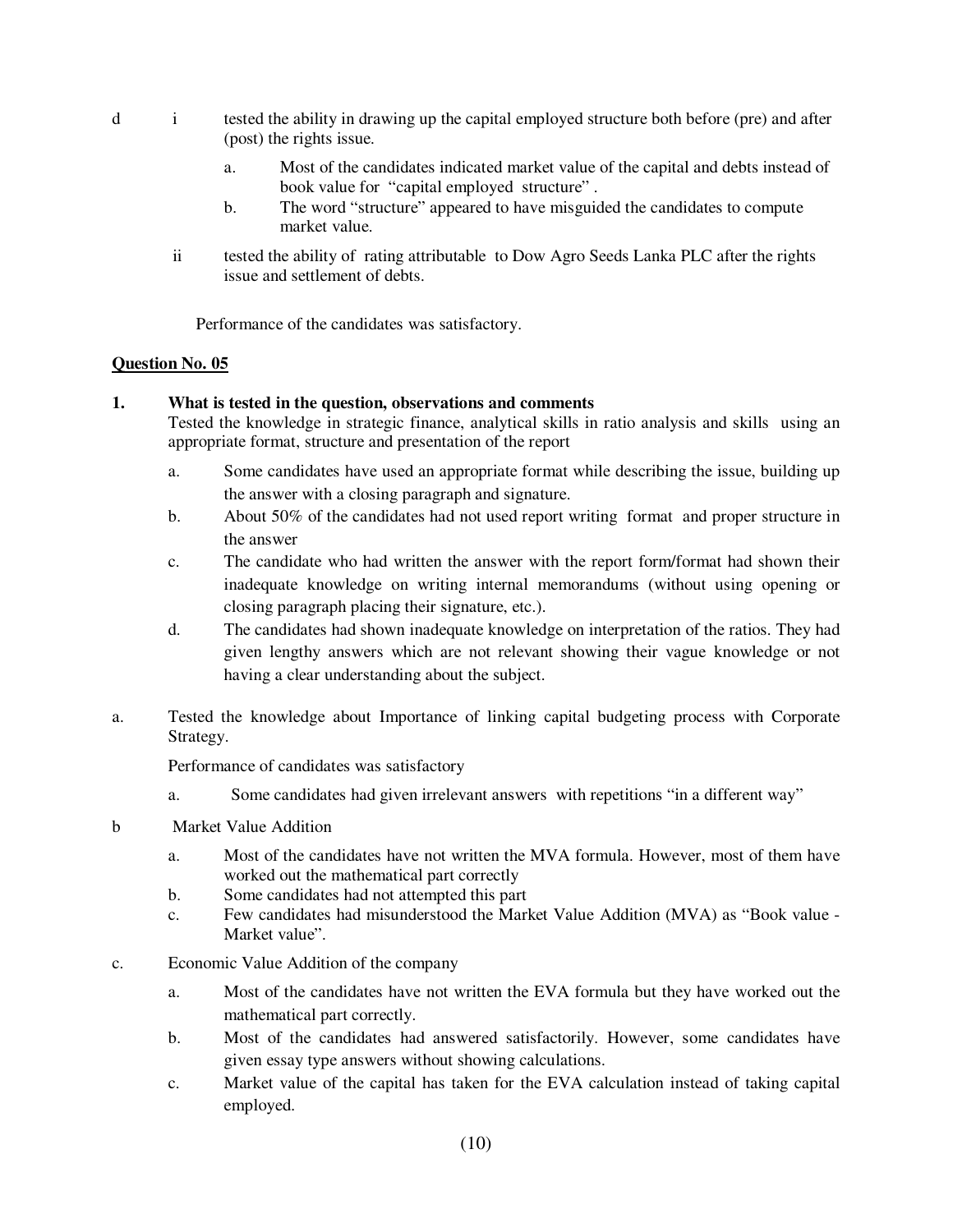d i tested the ability in drawing up the capital employed structure both before (pre) and after (post) the rights issue.

a. Most of the candidates indicated market value of the capital and debts instead of book value for "capital employed structure".

b. The word "structure" appeared to have misguided the candidates to compute market value.

ii tested the ability of rating attributable to Dow Agro Seeds Lanka PLC after the rights issue and settlement of debts.

Performance of the candidates was satisfactory.

**Question No. 05**

**1. What is tested in the question, observations and comments**

Tested the knowledge in strategic finance, analytical skills in ratio analysis and skills using an appropriate format, structure and presentation of the report

a. Some candidates have used an appropriate format while describing the issue, building up the answer with a closing paragraph and signature.

b. About 50% of the candidates had not used report writing format and proper structure in the answer

c. The candidate who had written the answer with the report form/format had shown their inadequate knowledge on writing internal memorandums (without using opening or closing paragraph placing their signature, etc.).

d. The candidates had shown inadequate knowledge on interpretation of the ratios. They had given lengthy answers which are not relevant showing their vague knowledge or not having a clear understanding about the subject.

a. Tested the knowledge about Importance of linking capital budgeting process with Corporate Strategy.

Performance of candidates was satisfactory

a. Some candidates had given irrelevant answers with repetitions "in a different way"

b Market Value Addition

a. Most of the candidates have not written the MVA formula. However, most of them have worked out the mathematical part correctly

b. Some candidates had not attempted this part

c. Few candidates had misunderstood the Market Value Addition (MVA) as "Book value - Market value".

c. Economic Value Addition of the company

a. Most of the candidates have not written the EVA formula but they have worked out the mathematical part correctly.

b. Most of the candidates had answered satisfactorily. However, some candidates have given essay type answers without showing calculations.

c. Market value of the capital has taken for the EVA calculation instead of taking capital employed.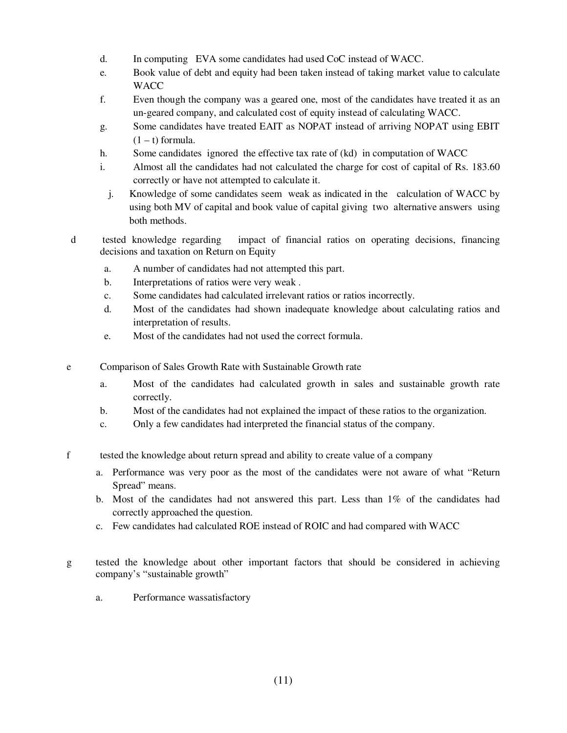d. In computing EVA some candidates had used CoC instead of WACC.
e. Book value of debt and equity had been taken instead of taking market value to calculate WACC
f. Even though the company was a geared one, most of the candidates have treated it as an un-geared company, and calculated cost of equity instead of calculating WACC.
g. Some candidates have treated EAIT as NOPAT instead of arriving NOPAT using EBIT $(1 - t)$ formula.
h. Some candidates ignored the effective tax rate of (kd) in computation of WACC
i. Almost all the candidates had not calculated the charge for cost of capital of Rs. 183.60 correctly or have not attempted to calculate it.
j. Knowledge of some candidates seem weak as indicated in the calculation of WACC by using both MV of capital and book value of capital giving two alternative answers using both methods.

d tested knowledge regarding impact of financial ratios on operating decisions, financing decisions and taxation on Return on Equity

a. A number of candidates had not attempted this part.
b. Interpretations of ratios were very weak .
c. Some candidates had calculated irrelevant ratios or ratios incorrectly.
d. Most of the candidates had shown inadequate knowledge about calculating ratios and interpretation of results.
e. Most of the candidates had not used the correct formula.

e Comparison of Sales Growth Rate with Sustainable Growth rate

a. Most of the candidates had calculated growth in sales and sustainable growth rate correctly.
b. Most of the candidates had not explained the impact of these ratios to the organization.
c. Only a few candidates had interpreted the financial status of the company.

f tested the knowledge about return spread and ability to create value of a company

a. Performance was very poor as the most of the candidates were not aware of what "Return Spread" means.
b. Most of the candidates had not answered this part. Less than 1% of the candidates had correctly approached the question.
c. Few candidates had calculated ROE instead of ROIC and had compared with WACC

g tested the knowledge about other important factors that should be considered in achieving company's "sustainable growth"

a. Performance wassatisfactory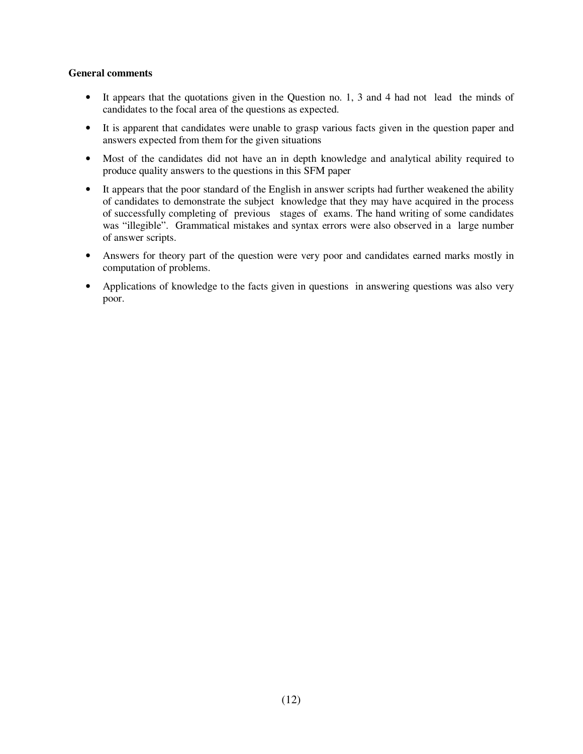**General comments**

- It appears that the quotations given in the Question no. 1, 3 and 4 had not lead the minds of candidates to the focal area of the questions as expected.
- It is apparent that candidates were unable to grasp various facts given in the question paper and answers expected from them for the given situations
- Most of the candidates did not have an in depth knowledge and analytical ability required to produce quality answers to the questions in this SFM paper
- It appears that the poor standard of the English in answer scripts had further weakened the ability of candidates to demonstrate the subject knowledge that they may have acquired in the process of successfully completing of previous stages of exams. The hand writing of some candidates was "illegible". Grammatical mistakes and syntax errors were also observed in a large number of answer scripts.
- Answers for theory part of the question were very poor and candidates earned marks mostly in computation of problems.
- Applications of knowledge to the facts given in questions in answering questions was also very poor.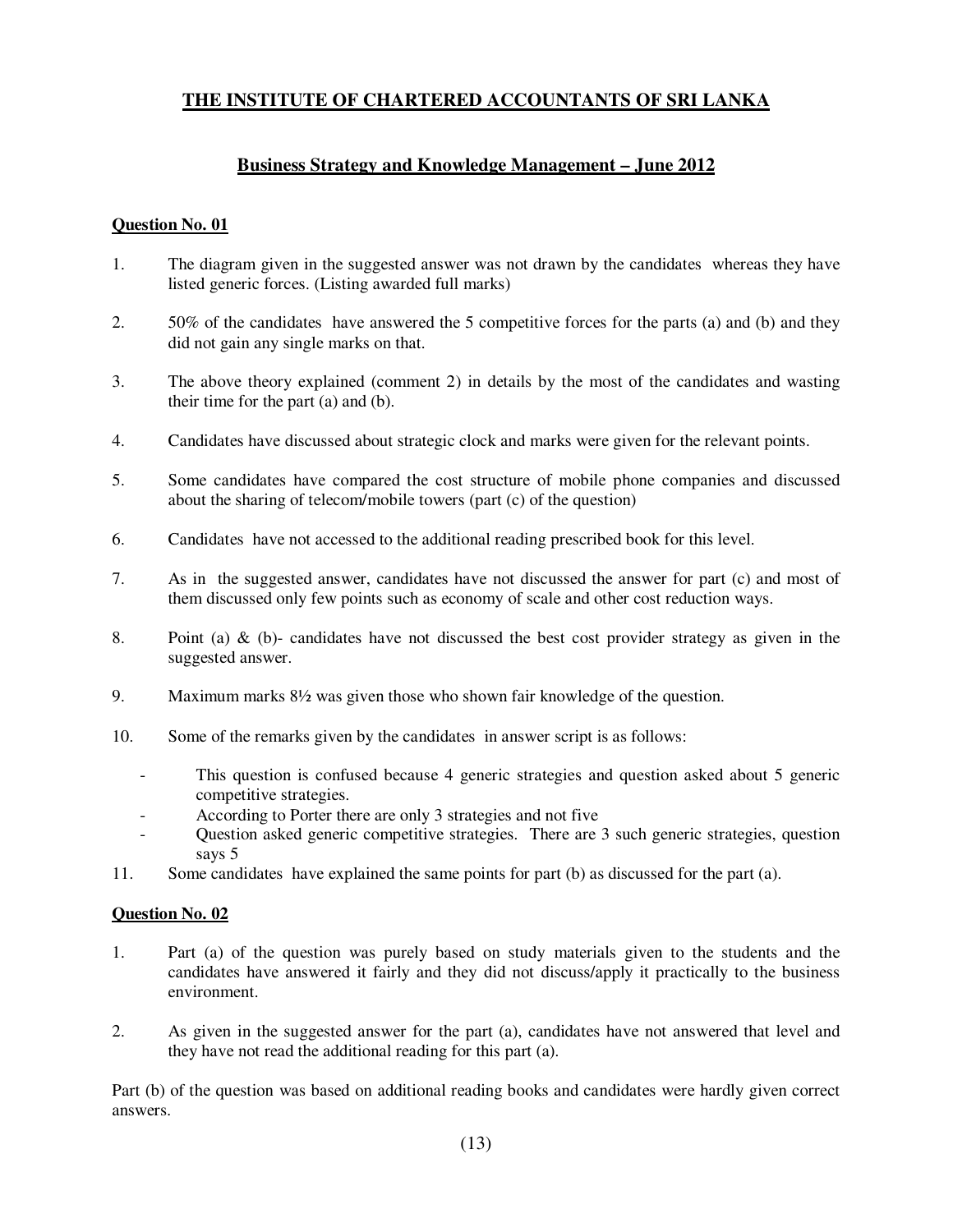# THE INSTITUTE OF CHARTERED ACCOUNTANTS OF SRI LANKA

## Business Strategy and Knowledge Management – June 2012

### Question No. 01

1. The diagram given in the suggested answer was not drawn by the candidates whereas they have listed generic forces. (Listing awarded full marks)

2. 50% of the candidates have answered the 5 competitive forces for the parts (a) and (b) and they did not gain any single marks on that.

3. The above theory explained (comment 2) in details by the most of the candidates and wasting their time for the part (a) and (b).

4. Candidates have discussed about strategic clock and marks were given for the relevant points.

5. Some candidates have compared the cost structure of mobile phone companies and discussed about the sharing of telecom/mobile towers (part (c) of the question)

6. Candidates have not accessed to the additional reading prescribed book for this level.

7. As in the suggested answer, candidates have not discussed the answer for part (c) and most of them discussed only few points such as economy of scale and other cost reduction ways.

8. Point (a) & (b)- candidates have not discussed the best cost provider strategy as given in the suggested answer.

9. Maximum marks 8½ was given those who shown fair knowledge of the question.

10. Some of the remarks given by the candidates in answer script is as follows:
    - This question is confused because 4 generic strategies and question asked about 5 generic competitive strategies.
    - According to Porter there are only 3 strategies and not five
    - Question asked generic competitive strategies. There are 3 such generic strategies, question says 5

11. Some candidates have explained the same points for part (b) as discussed for the part (a).

### Question No. 02

1. Part (a) of the question was purely based on study materials given to the students and the candidates have answered it fairly and they did not discuss/apply it practically to the business environment.

2. As given in the suggested answer for the part (a), candidates have not answered that level and they have not read the additional reading for this part (a).

Part (b) of the question was based on additional reading books and candidates were hardly given correct answers.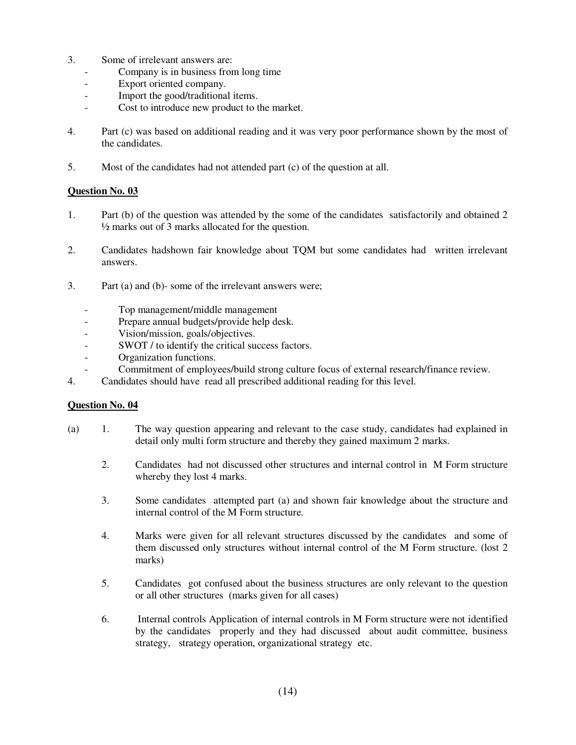3. Some of irrelevant answers are:
   - Company is in business from long time
   - Export oriented company.
   - Import the good/traditional items.
   - Cost to introduce new product to the market.

4. Part (c) was based on additional reading and it was very poor performance shown by the most of the candidates.

5. Most of the candidates had not attended part (c) of the question at all.

**Question No. 03**

1. Part (b) of the question was attended by the some of the candidates satisfactorily and obtained 2 ½ marks out of 3 marks allocated for the question.

2. Candidates hadshown fair knowledge about TQM but some candidates had written irrelevant answers.

3. Part (a) and (b)- some of the irrelevant answers were;

   - Top management/middle management
   - Prepare annual budgets/provide help desk.
   - Vision/mission, goals/objectives.
   - SWOT / to identify the critical success factors.
   - Organization functions.
   - Commitment of employees/build strong culture focus of external research/finance review.

4. Candidates should have read all prescribed additional reading for this level.

**Question No. 04**

(a)

1. The way question appearing and relevant to the case study, candidates had explained in detail only multi form structure and thereby they gained maximum 2 marks.

2. Candidates had not discussed other structures and internal control in M Form structure whereby they lost 4 marks.

3. Some candidates attempted part (a) and shown fair knowledge about the structure and internal control of the M Form structure.

4. Marks were given for all relevant structures discussed by the candidates and some of them discussed only structures without internal control of the M Form structure. (lost 2 marks)

5. Candidates got confused about the business structures are only relevant to the question or all other structures (marks given for all cases)

6. Internal controls Application of internal controls in M Form structure were not identified by the candidates properly and they had discussed about audit committee, business strategy, strategy operation, organizational strategy etc.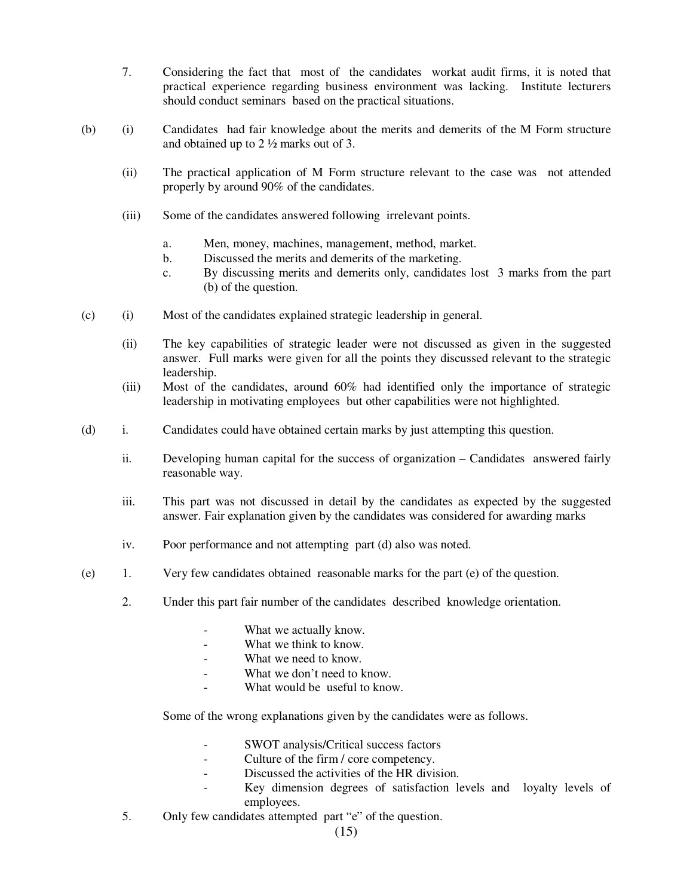7. Considering the fact that most of the candidates workat audit firms, it is noted that practical experience regarding business environment was lacking. Institute lecturers should conduct seminars based on the practical situations.

(b) (i) Candidates had fair knowledge about the merits and demerits of the M Form structure and obtained up to 2 ½ marks out of 3.

(ii) The practical application of M Form structure relevant to the case was not attended properly by around 90% of the candidates.

(iii) Some of the candidates answered following irrelevant points.

a. Men, money, machines, management, method, market.
b. Discussed the merits and demerits of the marketing.
c. By discussing merits and demerits only, candidates lost 3 marks from the part (b) of the question.

(c) (i) Most of the candidates explained strategic leadership in general.

(ii) The key capabilities of strategic leader were not discussed as given in the suggested answer. Full marks were given for all the points they discussed relevant to the strategic leadership.

(iii) Most of the candidates, around 60% had identified only the importance of strategic leadership in motivating employees but other capabilities were not highlighted.

(d) i. Candidates could have obtained certain marks by just attempting this question.

ii. Developing human capital for the success of organization – Candidates answered fairly reasonable way.

iii. This part was not discussed in detail by the candidates as expected by the suggested answer. Fair explanation given by the candidates was considered for awarding marks

iv. Poor performance and not attempting part (d) also was noted.

(e) 1. Very few candidates obtained reasonable marks for the part (e) of the question.

2. Under this part fair number of the candidates described knowledge orientation.

- What we actually know.
- What we think to know.
- What we need to know.
- What we don't need to know.
- What would be useful to know.

Some of the wrong explanations given by the candidates were as follows.

- SWOT analysis/Critical success factors
- Culture of the firm / core competency.
- Discussed the activities of the HR division.
- Key dimension degrees of satisfaction levels and loyalty levels of employees.

5. Only few candidates attempted part "e" of the question.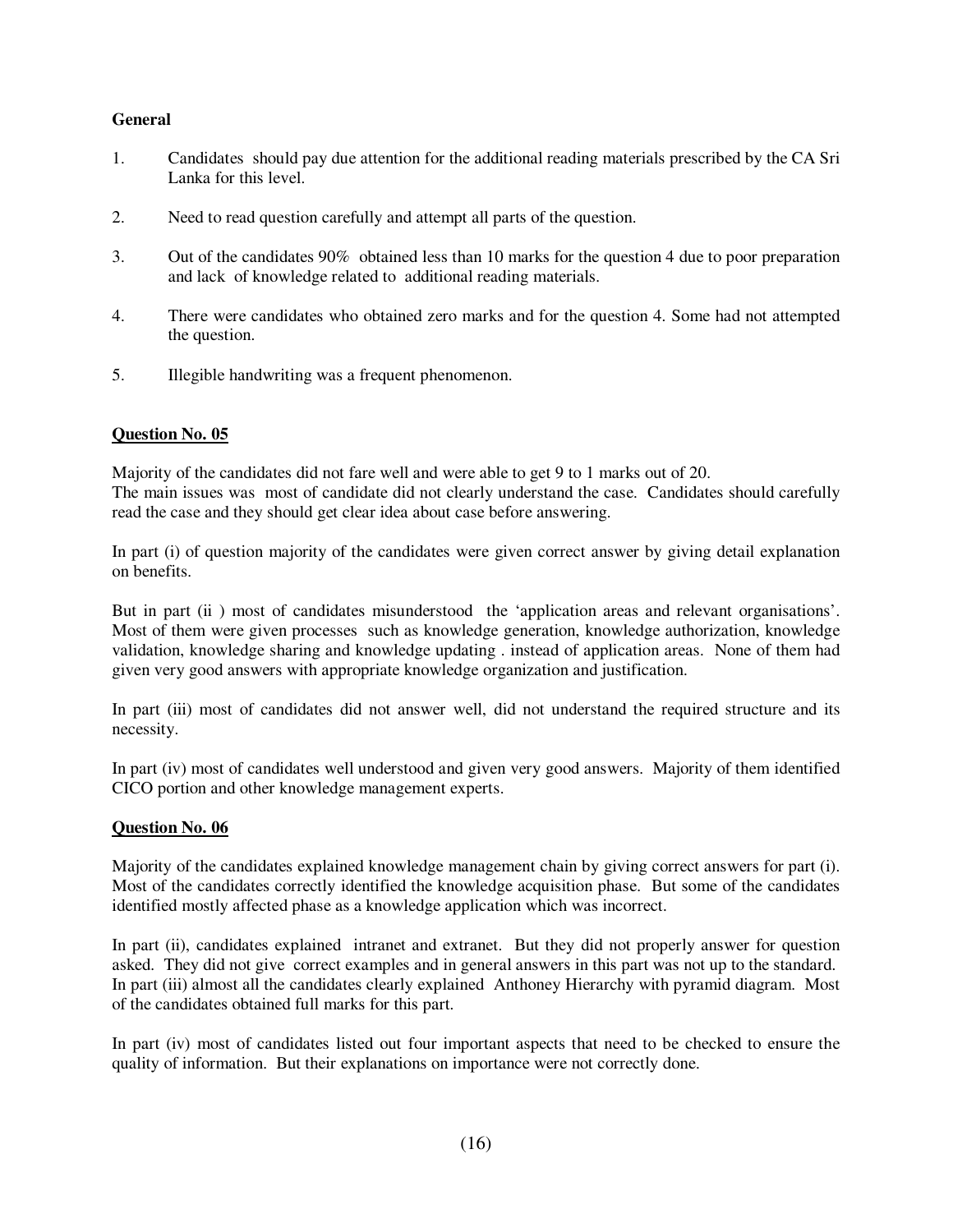**General**

1. Candidates should pay due attention for the additional reading materials prescribed by the CA Sri Lanka for this level.

2. Need to read question carefully and attempt all parts of the question.

3. Out of the candidates 90% obtained less than 10 marks for the question 4 due to poor preparation and lack of knowledge related to additional reading materials.

4. There were candidates who obtained zero marks and for the question 4. Some had not attempted the question.

5. Illegible handwriting was a frequent phenomenon.

**Question No. 05**

Majority of the candidates did not fare well and were able to get 9 to 1 marks out of 20.
The main issues was most of candidate did not clearly understand the case. Candidates should carefully read the case and they should get clear idea about case before answering.

In part (i) of question majority of the candidates were given correct answer by giving detail explanation on benefits.

But in part (ii ) most of candidates misunderstood the 'application areas and relevant organisations'. Most of them were given processes such as knowledge generation, knowledge authorization, knowledge validation, knowledge sharing and knowledge updating . instead of application areas. None of them had given very good answers with appropriate knowledge organization and justification.

In part (iii) most of candidates did not answer well, did not understand the required structure and its necessity.

In part (iv) most of candidates well understood and given very good answers. Majority of them identified CICO portion and other knowledge management experts.

**Question No. 06**

Majority of the candidates explained knowledge management chain by giving correct answers for part (i). Most of the candidates correctly identified the knowledge acquisition phase. But some of the candidates identified mostly affected phase as a knowledge application which was incorrect.

In part (ii), candidates explained intranet and extranet. But they did not properly answer for question asked. They did not give correct examples and in general answers in this part was not up to the standard.
In part (iii) almost all the candidates clearly explained Anthoney Hierarchy with pyramid diagram. Most of the candidates obtained full marks for this part.

In part (iv) most of candidates listed out four important aspects that need to be checked to ensure the quality of information. But their explanations on importance were not correctly done.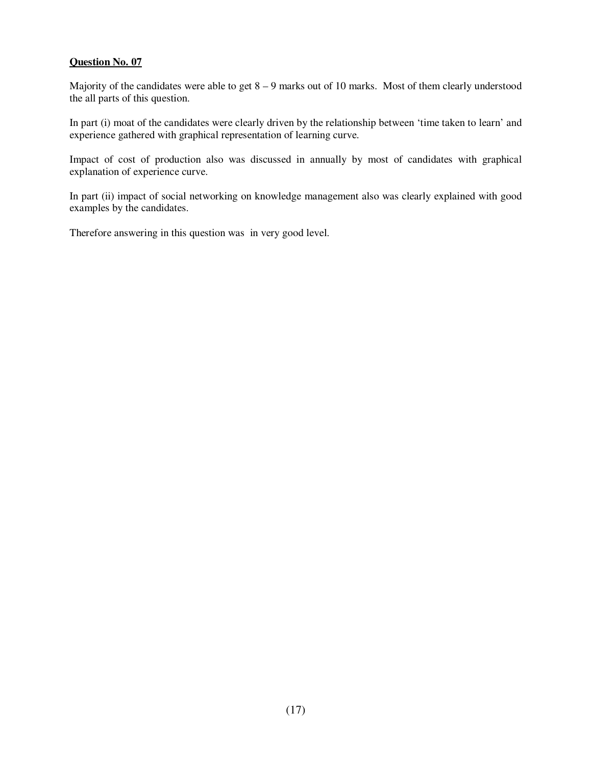**Question No. 07**

Majority of the candidates were able to get 8 – 9 marks out of 10 marks. Most of them clearly understood the all parts of this question.

In part (i) moat of the candidates were clearly driven by the relationship between 'time taken to learn' and experience gathered with graphical representation of learning curve.

Impact of cost of production also was discussed in annually by most of candidates with graphical explanation of experience curve.

In part (ii) impact of social networking on knowledge management also was clearly explained with good examples by the candidates.

Therefore answering in this question was in very good level.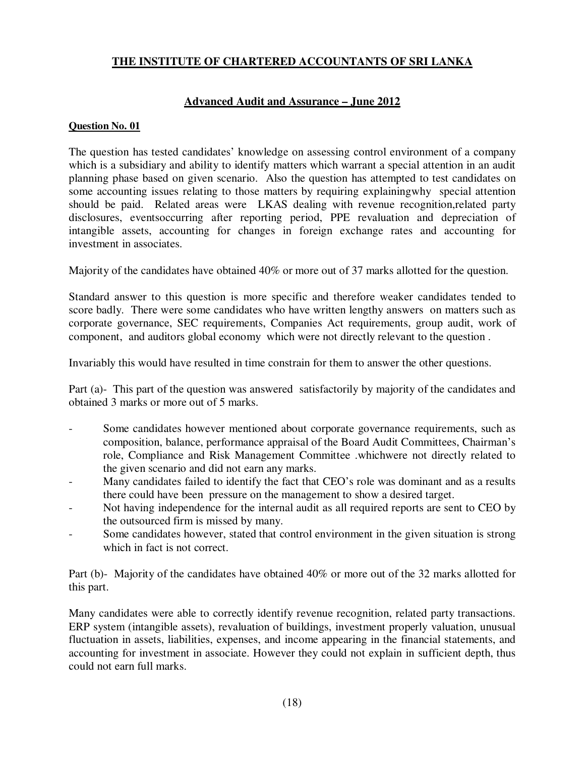## **THE INSTITUTE OF CHARTERED ACCOUNTANTS OF SRI LANKA**

### **Advanced Audit and Assurance – June 2012**

**Question No. 01**

The question has tested candidates' knowledge on assessing control environment of a company which is a subsidiary and ability to identify matters which warrant a special attention in an audit planning phase based on given scenario. Also the question has attempted to test candidates on some accounting issues relating to those matters by requiring explainingwhy special attention should be paid. Related areas were LKAS dealing with revenue recognition,related party disclosures, eventsoccurring after reporting period, PPE revaluation and depreciation of intangible assets, accounting for changes in foreign exchange rates and accounting for investment in associates.

Majority of the candidates have obtained 40% or more out of 37 marks allotted for the question.

Standard answer to this question is more specific and therefore weaker candidates tended to score badly. There were some candidates who have written lengthy answers on matters such as corporate governance, SEC requirements, Companies Act requirements, group audit, work of component, and auditors global economy which were not directly relevant to the question .

Invariably this would have resulted in time constrain for them to answer the other questions.

Part (a)- This part of the question was answered satisfactorily by majority of the candidates and obtained 3 marks or more out of 5 marks.

- Some candidates however mentioned about corporate governance requirements, such as composition, balance, performance appraisal of the Board Audit Committees, Chairman's role, Compliance and Risk Management Committee .whichwere not directly related to the given scenario and did not earn any marks.
- Many candidates failed to identify the fact that CEO's role was dominant and as a results there could have been pressure on the management to show a desired target.
- Not having independence for the internal audit as all required reports are sent to CEO by the outsourced firm is missed by many.
- Some candidates however, stated that control environment in the given situation is strong which in fact is not correct.

Part (b)- Majority of the candidates have obtained 40% or more out of the 32 marks allotted for this part.

Many candidates were able to correctly identify revenue recognition, related party transactions. ERP system (intangible assets), revaluation of buildings, investment properly valuation, unusual fluctuation in assets, liabilities, expenses, and income appearing in the financial statements, and accounting for investment in associate. However they could not explain in sufficient depth, thus could not earn full marks.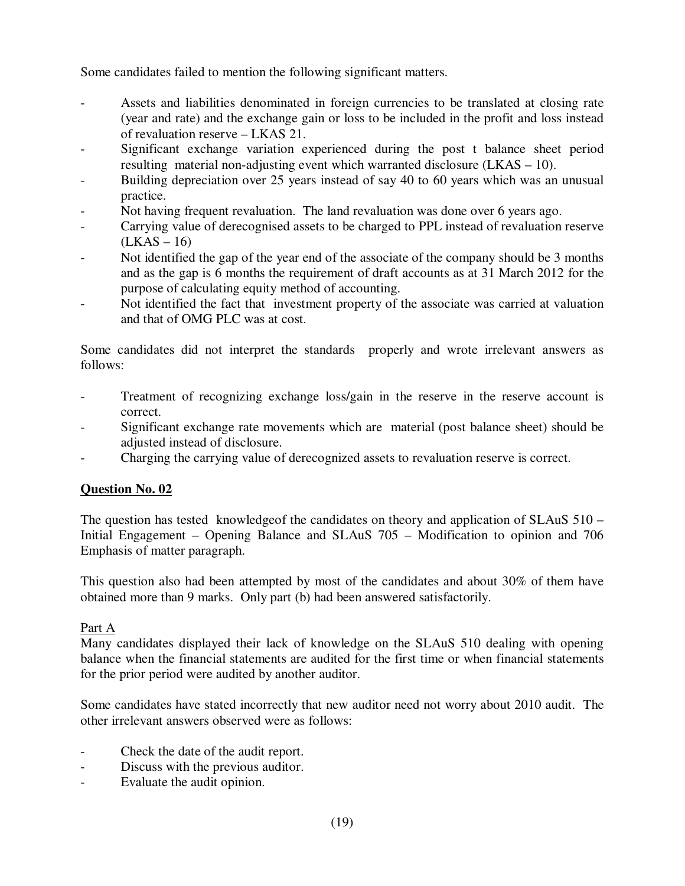Some candidates failed to mention the following significant matters.

- Assets and liabilities denominated in foreign currencies to be translated at closing rate (year and rate) and the exchange gain or loss to be included in the profit and loss instead of revaluation reserve – LKAS 21.
- Significant exchange variation experienced during the post t balance sheet period resulting material non-adjusting event which warranted disclosure (LKAS – 10).
- Building depreciation over 25 years instead of say 40 to 60 years which was an unusual practice.
- Not having frequent revaluation. The land revaluation was done over 6 years ago.
- Carrying value of derecognised assets to be charged to PPL instead of revaluation reserve (LKAS – 16)
- Not identified the gap of the year end of the associate of the company should be 3 months and as the gap is 6 months the requirement of draft accounts as at 31 March 2012 for the purpose of calculating equity method of accounting.
- Not identified the fact that investment property of the associate was carried at valuation and that of OMG PLC was at cost.

Some candidates did not interpret the standards properly and wrote irrelevant answers as follows:

- Treatment of recognizing exchange loss/gain in the reserve in the reserve account is correct.
- Significant exchange rate movements which are material (post balance sheet) should be adjusted instead of disclosure.
- Charging the carrying value of derecognized assets to revaluation reserve is correct.

## Question No. 02

The question has tested knowledgeof the candidates on theory and application of SLAuS 510 – Initial Engagement – Opening Balance and SLAuS 705 – Modification to opinion and 706 Emphasis of matter paragraph.

This question also had been attempted by most of the candidates and about 30% of them have obtained more than 9 marks. Only part (b) had been answered satisfactorily.

Part A

Many candidates displayed their lack of knowledge on the SLAuS 510 dealing with opening balance when the financial statements are audited for the first time or when financial statements for the prior period were audited by another auditor.

Some candidates have stated incorrectly that new auditor need not worry about 2010 audit. The other irrelevant answers observed were as follows:

- Check the date of the audit report.
- Discuss with the previous auditor.
- Evaluate the audit opinion.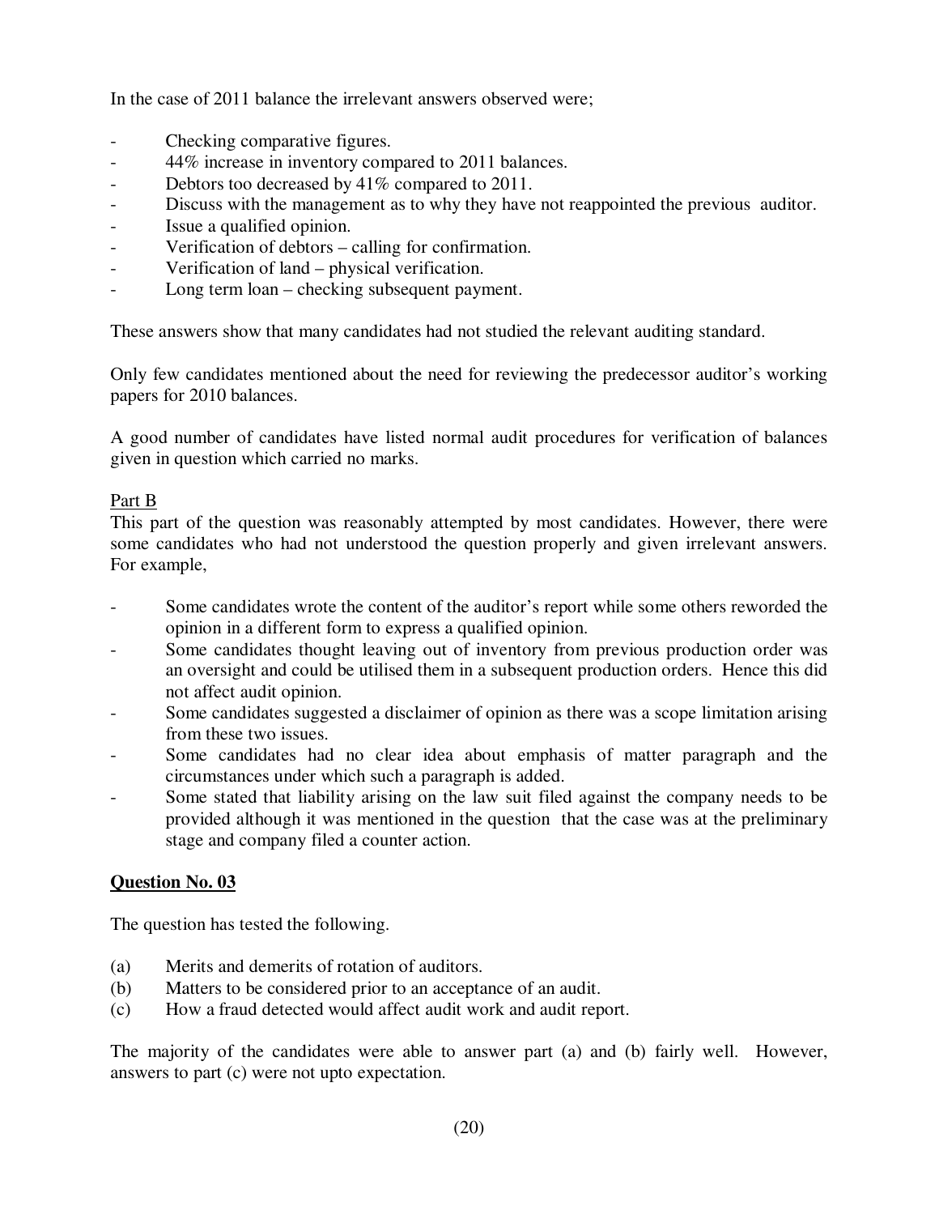In the case of 2011 balance the irrelevant answers observed were;

- Checking comparative figures.
- 44% increase in inventory compared to 2011 balances.
- Debtors too decreased by 41% compared to 2011.
- Discuss with the management as to why they have not reappointed the previous auditor.
- Issue a qualified opinion.
- Verification of debtors – calling for confirmation.
- Verification of land – physical verification.
- Long term loan – checking subsequent payment.

These answers show that many candidates had not studied the relevant auditing standard.

Only few candidates mentioned about the need for reviewing the predecessor auditor's working papers for 2010 balances.

A good number of candidates have listed normal audit procedures for verification of balances given in question which carried no marks.

Part B

This part of the question was reasonably attempted by most candidates. However, there were some candidates who had not understood the question properly and given irrelevant answers. For example,

- Some candidates wrote the content of the auditor's report while some others reworded the opinion in a different form to express a qualified opinion.
- Some candidates thought leaving out of inventory from previous production order was an oversight and could be utilised them in a subsequent production orders. Hence this did not affect audit opinion.
- Some candidates suggested a disclaimer of opinion as there was a scope limitation arising from these two issues.
- Some candidates had no clear idea about emphasis of matter paragraph and the circumstances under which such a paragraph is added.
- Some stated that liability arising on the law suit filed against the company needs to be provided although it was mentioned in the question that the case was at the preliminary stage and company filed a counter action.

## Question No. 03

The question has tested the following.

(a) Merits and demerits of rotation of auditors.
(b) Matters to be considered prior to an acceptance of an audit.
(c) How a fraud detected would affect audit work and audit report.

The majority of the candidates were able to answer part (a) and (b) fairly well. However, answers to part (c) were not upto expectation.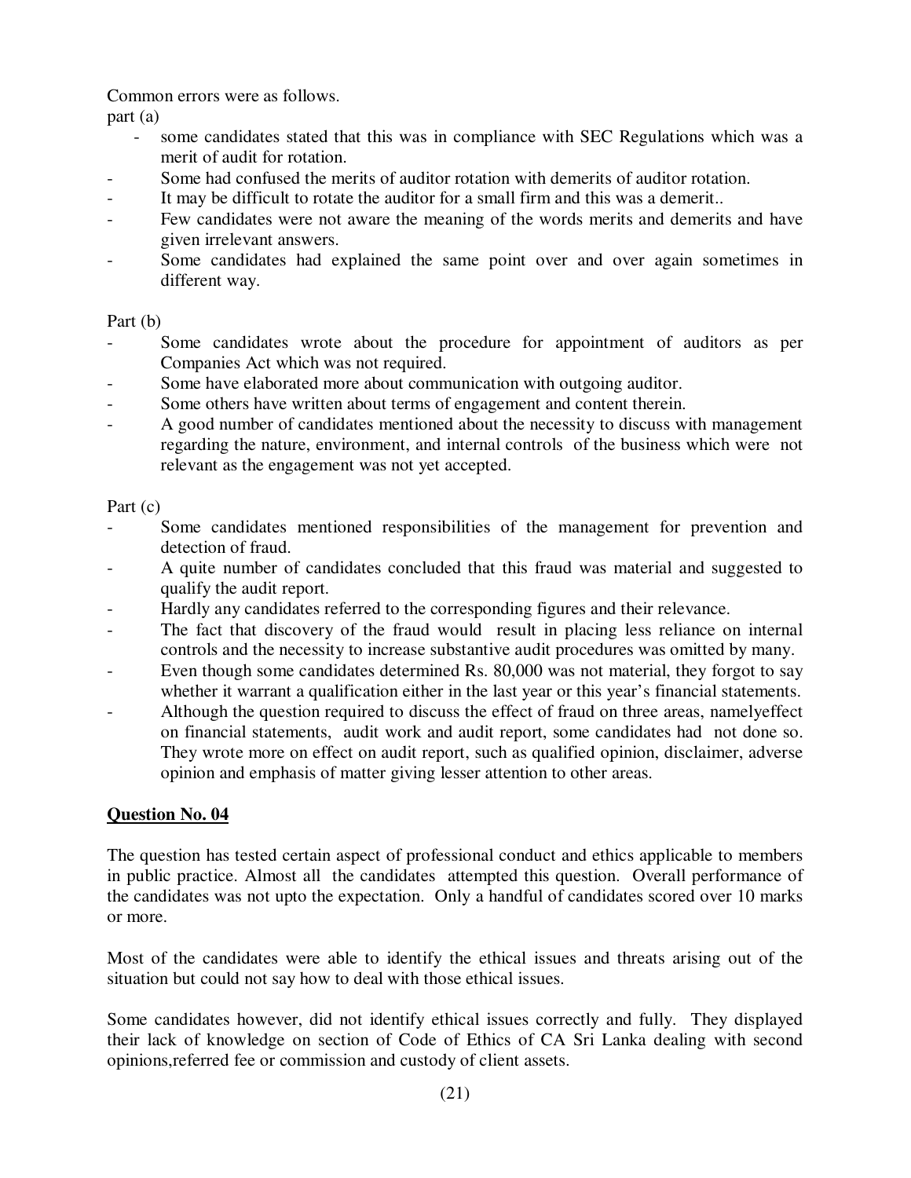Common errors were as follows.

part (a)

- some candidates stated that this was in compliance with SEC Regulations which was a merit of audit for rotation.
- Some had confused the merits of auditor rotation with demerits of auditor rotation.
- It may be difficult to rotate the auditor for a small firm and this was a demerit..
- Few candidates were not aware the meaning of the words merits and demerits and have given irrelevant answers.
- Some candidates had explained the same point over and over again sometimes in different way.

Part (b)

- Some candidates wrote about the procedure for appointment of auditors as per Companies Act which was not required.
- Some have elaborated more about communication with outgoing auditor.
- Some others have written about terms of engagement and content therein.
- A good number of candidates mentioned about the necessity to discuss with management regarding the nature, environment, and internal controls of the business which were not relevant as the engagement was not yet accepted.

Part (c)

- Some candidates mentioned responsibilities of the management for prevention and detection of fraud.
- A quite number of candidates concluded that this fraud was material and suggested to qualify the audit report.
- Hardly any candidates referred to the corresponding figures and their relevance.
- The fact that discovery of the fraud would result in placing less reliance on internal controls and the necessity to increase substantive audit procedures was omitted by many.
- Even though some candidates determined Rs. 80,000 was not material, they forgot to say whether it warrant a qualification either in the last year or this year's financial statements.
- Although the question required to discuss the effect of fraud on three areas, namelyeffect on financial statements, audit work and audit report, some candidates had not done so. They wrote more on effect on audit report, such as qualified opinion, disclaimer, adverse opinion and emphasis of matter giving lesser attention to other areas.

## Question No. 04

The question has tested certain aspect of professional conduct and ethics applicable to members in public practice. Almost all the candidates attempted this question. Overall performance of the candidates was not upto the expectation. Only a handful of candidates scored over 10 marks or more.

Most of the candidates were able to identify the ethical issues and threats arising out of the situation but could not say how to deal with those ethical issues.

Some candidates however, did not identify ethical issues correctly and fully. They displayed their lack of knowledge on section of Code of Ethics of CA Sri Lanka dealing with second opinions,referred fee or commission and custody of client assets.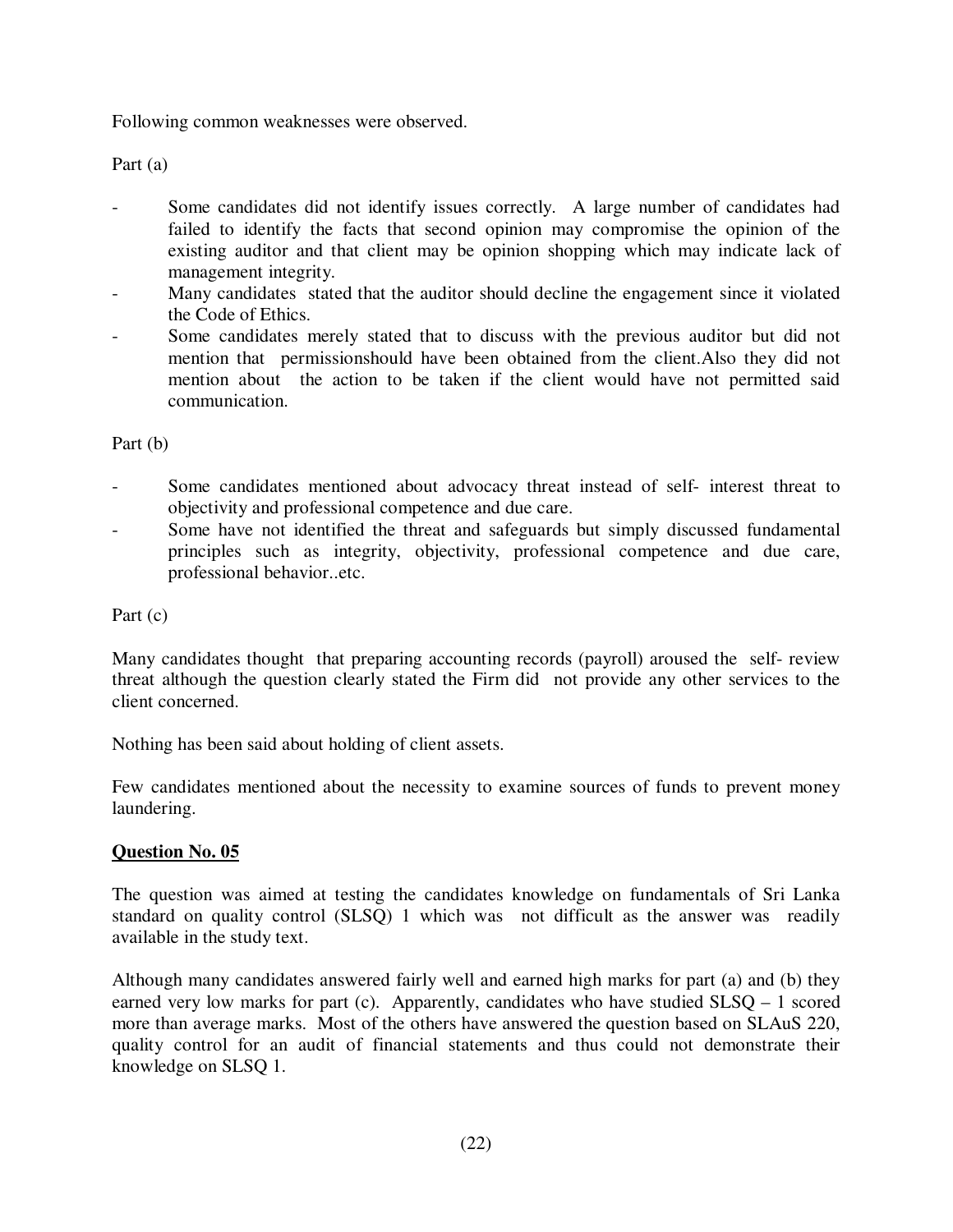Following common weaknesses were observed.

Part (a)

- Some candidates did not identify issues correctly. A large number of candidates had failed to identify the facts that second opinion may compromise the opinion of the existing auditor and that client may be opinion shopping which may indicate lack of management integrity.
- Many candidates stated that the auditor should decline the engagement since it violated the Code of Ethics.
- Some candidates merely stated that to discuss with the previous auditor but did not mention that permissionshould have been obtained from the client.Also they did not mention about the action to be taken if the client would have not permitted said communication.

Part (b)

- Some candidates mentioned about advocacy threat instead of self- interest threat to objectivity and professional competence and due care.
- Some have not identified the threat and safeguards but simply discussed fundamental principles such as integrity, objectivity, professional competence and due care, professional behavior..etc.

Part (c)

Many candidates thought that preparing accounting records (payroll) aroused the self- review threat although the question clearly stated the Firm did not provide any other services to the client concerned.

Nothing has been said about holding of client assets.

Few candidates mentioned about the necessity to examine sources of funds to prevent money laundering.

**Question No. 05**

The question was aimed at testing the candidates knowledge on fundamentals of Sri Lanka standard on quality control (SLSQ) 1 which was not difficult as the answer was readily available in the study text.

Although many candidates answered fairly well and earned high marks for part (a) and (b) they earned very low marks for part (c). Apparently, candidates who have studied SLSQ – 1 scored more than average marks. Most of the others have answered the question based on SLAuS 220, quality control for an audit of financial statements and thus could not demonstrate their knowledge on SLSQ 1.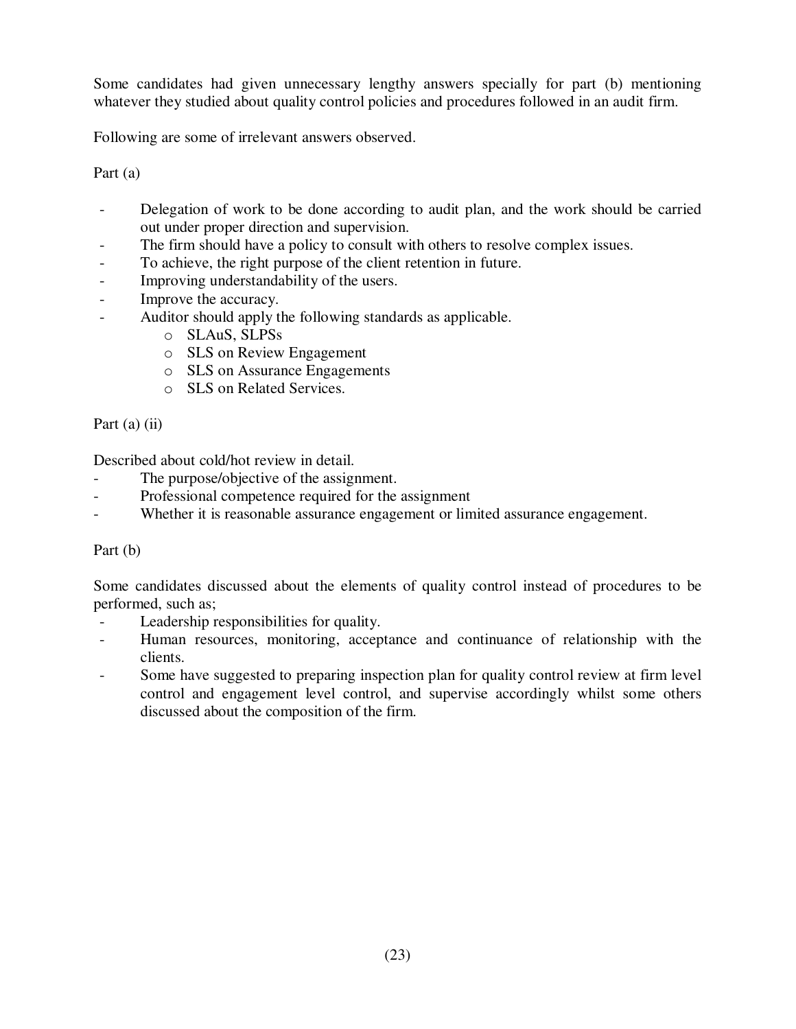Some candidates had given unnecessary lengthy answers specially for part (b) mentioning whatever they studied about quality control policies and procedures followed in an audit firm.

Following are some of irrelevant answers observed.

Part (a)

- Delegation of work to be done according to audit plan, and the work should be carried out under proper direction and supervision.
- The firm should have a policy to consult with others to resolve complex issues.
- To achieve, the right purpose of the client retention in future.
- Improving understandability of the users.
- Improve the accuracy.
- Auditor should apply the following standards as applicable.
    - SLAuS, SLPSs
    - SLS on Review Engagement
    - SLS on Assurance Engagements
    - SLS on Related Services.

Part (a) (ii)

Described about cold/hot review in detail.

- The purpose/objective of the assignment.
- Professional competence required for the assignment
- Whether it is reasonable assurance engagement or limited assurance engagement.

Part (b)

Some candidates discussed about the elements of quality control instead of procedures to be performed, such as;

- Leadership responsibilities for quality.
- Human resources, monitoring, acceptance and continuance of relationship with the clients.
- Some have suggested to preparing inspection plan for quality control review at firm level control and engagement level control, and supervise accordingly whilst some others discussed about the composition of the firm.